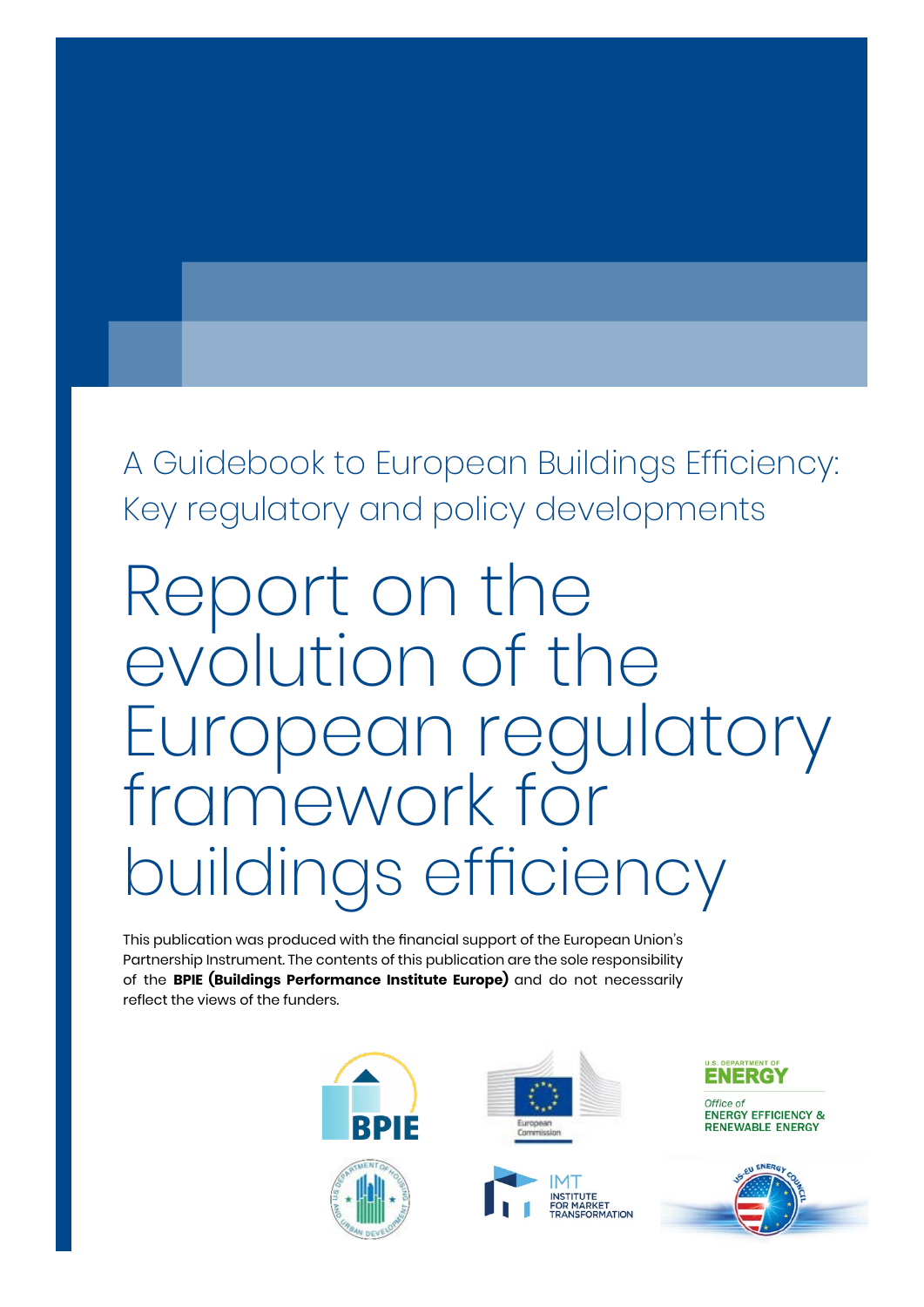A Guidebook to European Buildings Efficiency: Key regulatory and policy developments

# Report on the evolution of the European regulatory framework for buildings efficiency

This publication was produced with the financial support of the European Union's Partnership Instrument. The contents of this publication are the sole responsibility of the **BPIE (Buildings Performance Institute Europe)** and do not necessarily reflect the views of the funders.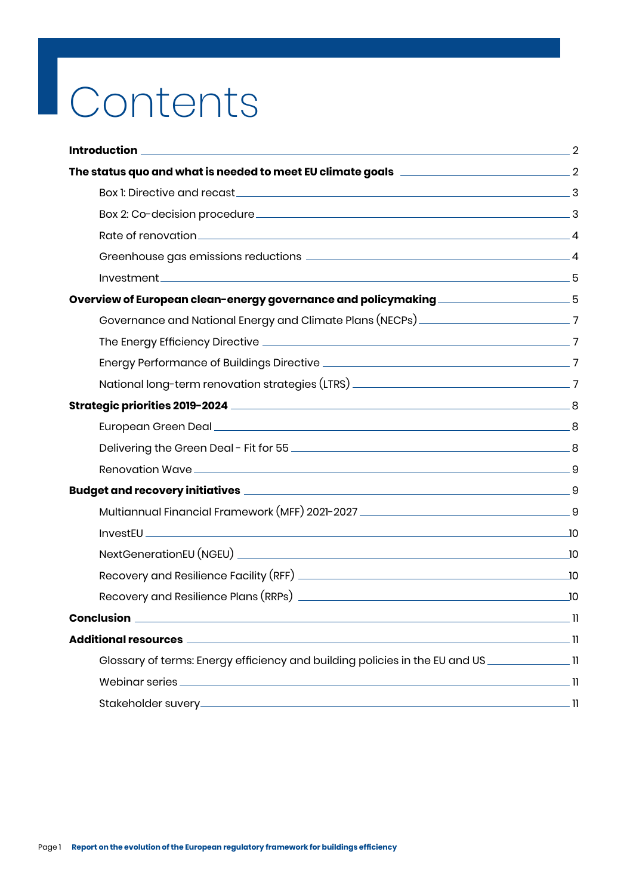# Contents

**Introduction** 2

**The status quo and what is needed to meet EU climate goals** 2

- Box 1: Directive and recast 3
- Box 2: Co-decision procedure 3
- Rate of renovation 4
- Greenhouse gas emissions reductions 4
- Investment 5

**Overview of European clean-energy governance and policymaking** 5

- Governance and National Energy and Climate Plans (NECPs) 7
- The Energy Efficiency Directive 7
- Energy Performance of Buildings Directive 7
- National long-term renovation strategies (LTRS) 7

**Strategic priorities 2019-2024** 8

- European Green Deal 8
- Delivering the Green Deal - Fit for 55 8
- Renovation Wave 9

**Budget and recovery initiatives** 9

- Multiannual Financial Framework (MFF) 2021-2027 9
- InvestEU 10
- NextGenerationEU (NGEU) 10
- Recovery and Resilience Facility (RFF) 10
- Recovery and Resilience Plans (RRPs) 10

**Conclusion** 11

**Additional resources** 11

- Glossary of terms: Energy efficiency and building policies in the EU and US 11
- Webinar series 11
- Stakeholder suvery 11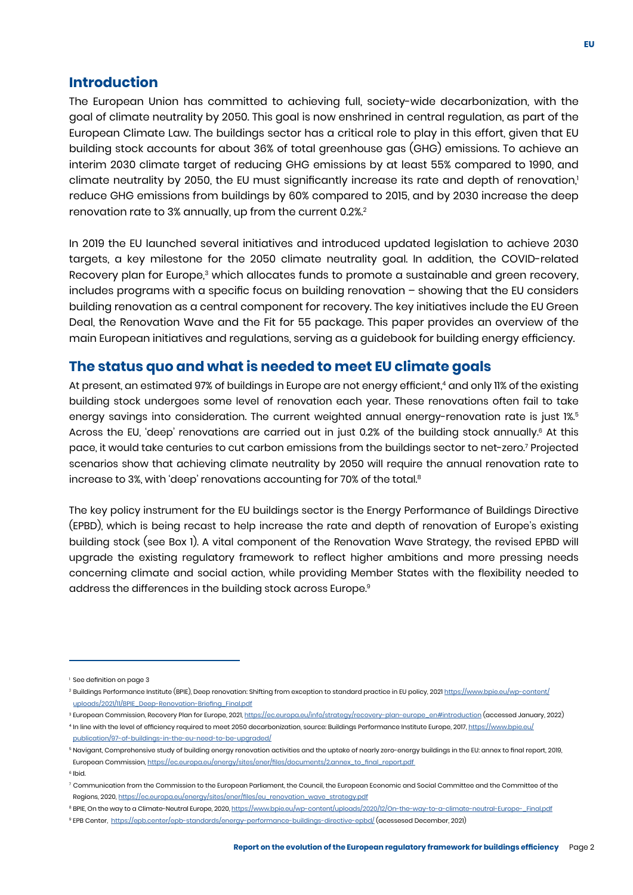## Introduction

The European Union has committed to achieving full, society-wide decarbonization, with the goal of climate neutrality by 2050. This goal is now enshrined in central regulation, as part of the European Climate Law. The buildings sector has a critical role to play in this effort, given that EU building stock accounts for about 36% of total greenhouse gas (GHG) emissions. To achieve an interim 2030 climate target of reducing GHG emissions by at least 55% compared to 1990, and climate neutrality by 2050, the EU must significantly increase its rate and depth of renovation,[1] reduce GHG emissions from buildings by 60% compared to 2015, and by 2030 increase the deep renovation rate to 3% annually, up from the current 0.2%.[2]

In 2019 the EU launched several initiatives and introduced updated legislation to achieve 2030 targets, a key milestone for the 2050 climate neutrality goal. In addition, the COVID-related Recovery plan for Europe,[3] which allocates funds to promote a sustainable and green recovery, includes programs with a specific focus on building renovation – showing that the EU considers building renovation as a central component for recovery. The key initiatives include the EU Green Deal, the Renovation Wave and the Fit for 55 package. This paper provides an overview of the main European initiatives and regulations, serving as a guidebook for building energy efficiency.

## The status quo and what is needed to meet EU climate goals

At present, an estimated 97% of buildings in Europe are not energy efficient,[4] and only 11% of the existing building stock undergoes some level of renovation each year. These renovations often fail to take energy savings into consideration. The current weighted annual energy-renovation rate is just 1%.[5] Across the EU, 'deep' renovations are carried out in just 0.2% of the building stock annually.[6] At this pace, it would take centuries to cut carbon emissions from the buildings sector to net-zero.[7] Projected scenarios show that achieving climate neutrality by 2050 will require the annual renovation rate to increase to 3%, with 'deep' renovations accounting for 70% of the total.[8]

The key policy instrument for the EU buildings sector is the Energy Performance of Buildings Directive (EPBD), which is being recast to help increase the rate and depth of renovation of Europe's existing building stock (see Box 1). A vital component of the Renovation Wave Strategy, the revised EPBD will upgrade the existing regulatory framework to reflect higher ambitions and more pressing needs concerning climate and social action, while providing Member States with the flexibility needed to address the differences in the building stock across Europe.[9]

---

[1] See definition on page 3

[2] Buildings Performance Institute (BPIE), Deep renovation: Shifting from exception to standard practice in EU policy, 2021 https://www.bpie.eu/wp-content/uploads/2021/11/BPIE_Deep-Renovation-Briefing_Final.pdf

[3] European Commission, Recovery Plan for Europe, 2021, https://ec.europa.eu/info/strategy/recovery-plan-europe_en#introduction (accessed January, 2022)

[4] In line with the level of efficiency required to meet 2050 decarbonization, source: Buildings Performance Institute Europe, 2017, https://www.bpie.eu/publication/97-of-buildings-in-the-eu-need-to-be-upgraded/

[5] Navigant, Comprehensive study of building energy renovation activities and the uptake of nearly zero-energy buildings in the EU: annex to final report, 2019, European Commission, https://ec.europa.eu/energy/sites/ener/files/documents/2.annex_to_final_report.pdf

[6] Ibid.

[7] Communication from the Commission to the European Parliament, the Council, the European Economic and Social Committee and the Committee of the Regions, 2020, https://ec.europa.eu/energy/sites/ener/files/eu_renovation_wave_strategy.pdf

[8] BPIE, On the way to a Climate-Neutral Europe, 2020, https://www.bpie.eu/wp-content/uploads/2020/12/On-the-way-to-a-climate-neutral-Europe-_Final.pdf

[9] EPB Center, https://epb.center/epb-standards/energy-performance-buildings-directive-epbd/ (acessesed December, 2021)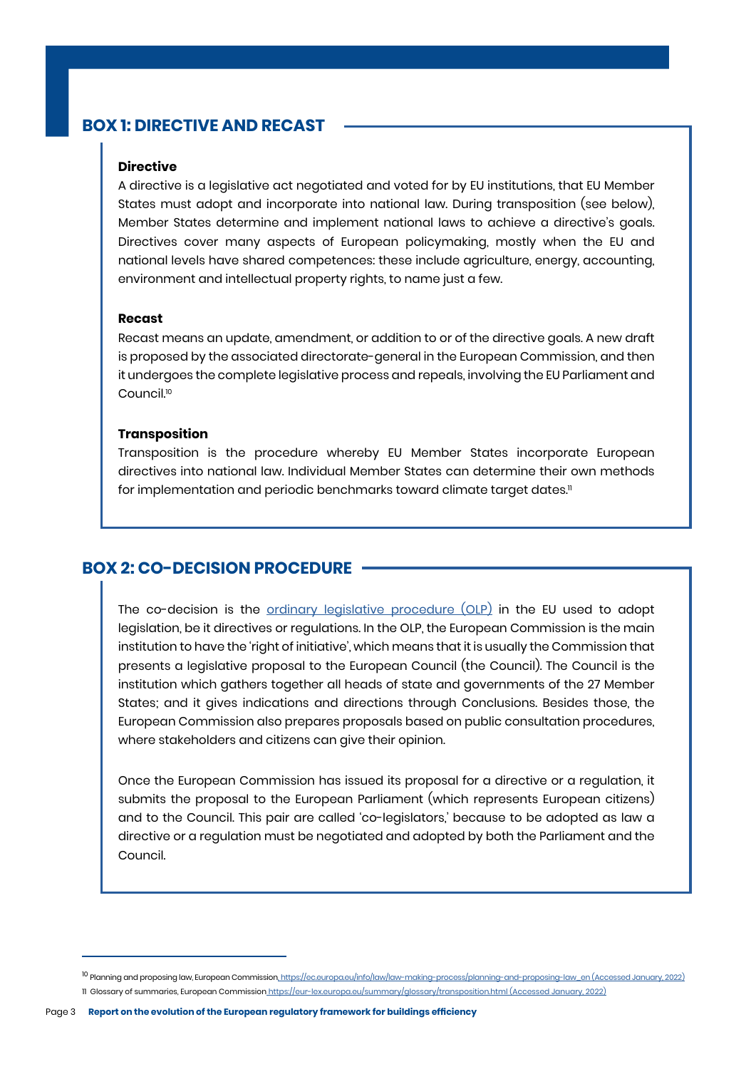## BOX 1: DIRECTIVE AND RECAST

**Directive**

A directive is a legislative act negotiated and voted for by EU institutions, that EU Member States must adopt and incorporate into national law. During transposition (see below), Member States determine and implement national laws to achieve a directive's goals. Directives cover many aspects of European policymaking, mostly when the EU and national levels have shared competences: these include agriculture, energy, accounting, environment and intellectual property rights, to name just a few.

**Recast**

Recast means an update, amendment, or addition to or of the directive goals. A new draft is proposed by the associated directorate-general in the European Commission, and then it undergoes the complete legislative process and repeals, involving the EU Parliament and Council.[10]

**Transposition**

Transposition is the procedure whereby EU Member States incorporate European directives into national law. Individual Member States can determine their own methods for implementation and periodic benchmarks toward climate target dates.[11]

## BOX 2: CO-DECISION PROCEDURE

The co-decision is the [ordinary legislative procedure (OLP)](#) in the EU used to adopt legislation, be it directives or regulations. In the OLP, the European Commission is the main institution to have the 'right of initiative', which means that it is usually the Commission that presents a legislative proposal to the European Council (the Council). The Council is the institution which gathers together all heads of state and governments of the 27 Member States; and it gives indications and directions through Conclusions. Besides those, the European Commission also prepares proposals based on public consultation procedures, where stakeholders and citizens can give their opinion.

Once the European Commission has issued its proposal for a directive or a regulation, it submits the proposal to the European Parliament (which represents European citizens) and to the Council. This pair are called 'co-legislators,' because to be adopted as law a directive or a regulation must be negotiated and adopted by both the Parliament and the Council.

---

[10] Planning and proposing law, European Commission https://ec.europa.eu/info/law/law-making-process/planning-and-proposing-law_en (Accessed January, 2022)

[11] Glossary of summaries, European Commission https://eur-lex.europa.eu/summary/glossary/transposition.html (Accessed January, 2022)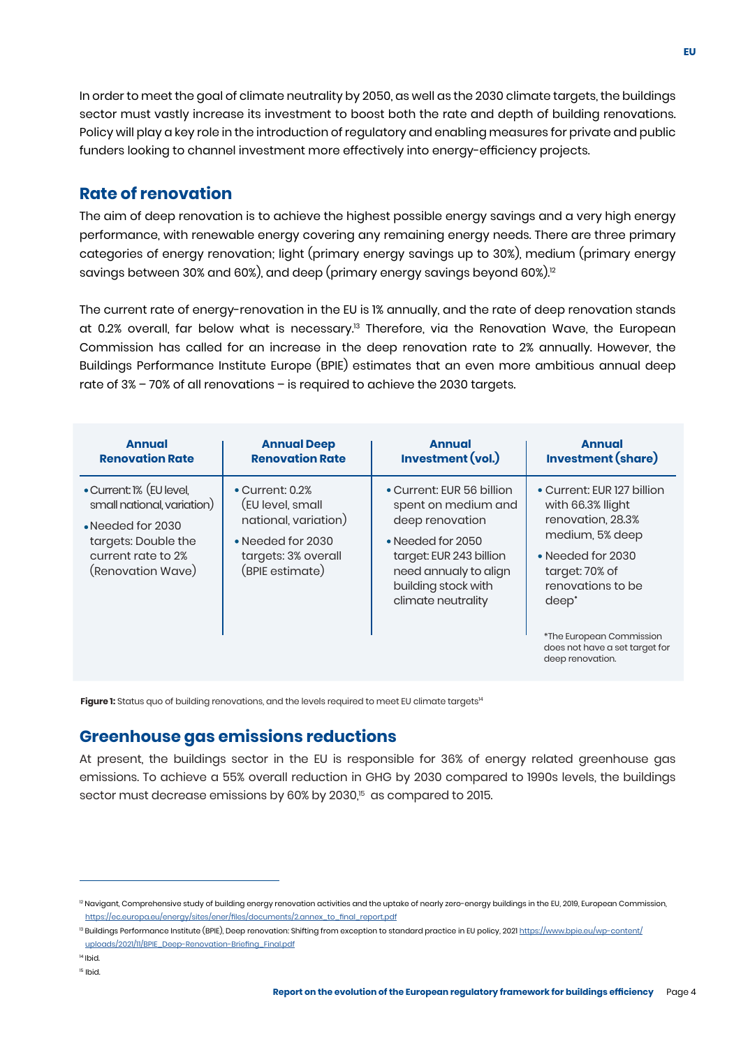In order to meet the goal of climate neutrality by 2050, as well as the 2030 climate targets, the buildings sector must vastly increase its investment to boost both the rate and depth of building renovations. Policy will play a key role in the introduction of regulatory and enabling measures for private and public funders looking to channel investment more effectively into energy-efficiency projects.

## Rate of renovation

The aim of deep renovation is to achieve the highest possible energy savings and a very high energy performance, with renewable energy covering any remaining energy needs. There are three primary categories of energy renovation; light (primary energy savings up to 30%), medium (primary energy savings between 30% and 60%), and deep (primary energy savings beyond 60%).[12]

The current rate of energy-renovation in the EU is 1% annually, and the rate of deep renovation stands at 0.2% overall, far below what is necessary.[13] Therefore, via the Renovation Wave, the European Commission has called for an increase in the deep renovation rate to 2% annually. However, the Buildings Performance Institute Europe (BPIE) estimates that an even more ambitious annual deep rate of 3% – 70% of all renovations – is required to achieve the 2030 targets.

| Annual Renovation Rate | Annual Deep Renovation Rate | Annual Investment (vol.) | Annual Investment (share) |
|---|---|---|---|
| • Current: 1% (EU level, small national, variation)<br>• Needed for 2030 targets: Double the current rate to 2% (Renovation Wave) | • Current: 0.2% (EU level, small national, variation)<br>• Needed for 2030 targets: 3% overall (BPIE estimate) | • Current: EUR 56 billion spent on medium and deep renovation<br>• Needed for 2050 target: EUR 243 billion need annually to align building stock with climate neutrality | • Current: EUR 127 billion with 66.3% llight renovation, 28.3% medium, 5% deep<br>• Needed for 2030 target: 70% of renovations to be deep*<br><br>*The European Commission does not have a set target for deep renovation. |

**Figure 1:** Status quo of building renovations, and the levels required to meet EU climate targets[14]

## Greenhouse gas emissions reductions

At present, the buildings sector in the EU is responsible for 36% of energy related greenhouse gas emissions. To achieve a 55% overall reduction in GHG by 2030 compared to 1990s levels, the buildings sector must decrease emissions by 60% by 2030,[15] as compared to 2015.

---

[12] Navigant, Comprehensive study of building energy renovation activities and the uptake of nearly zero-energy buildings in the EU, 2019, European Commission, https://ec.europa.eu/energy/sites/ener/files/documents/2.annex_to_final_report.pdf

[13] Buildings Performance Institute (BPIE), Deep renovation: Shifting from exception to standard practice in EU policy, 2021 https://www.bpie.eu/wp-content/uploads/2021/11/BPIE_Deep-Renovation-Briefing_Final.pdf

[14] Ibid.

[15] Ibid.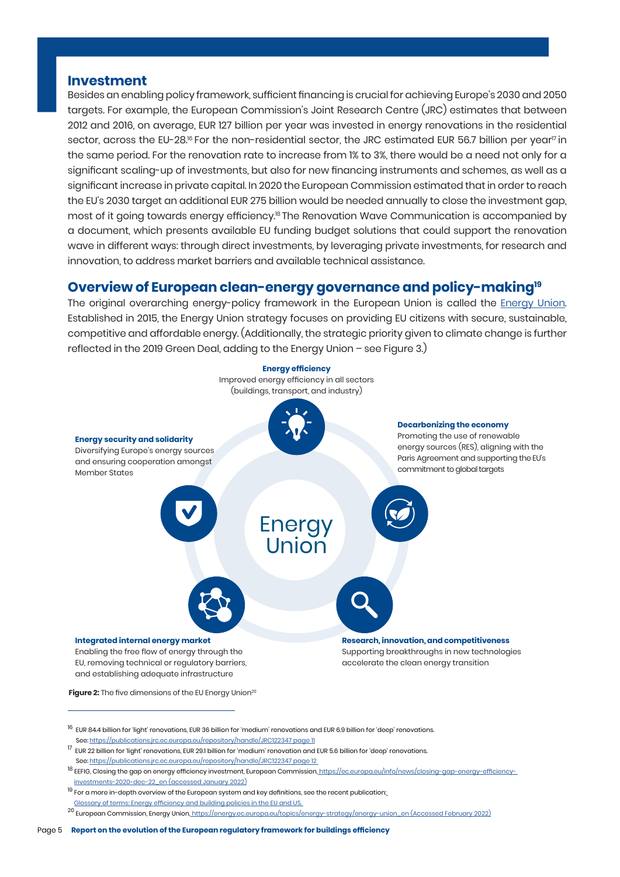## Investment

Besides an enabling policy framework, sufficient financing is crucial for achieving Europe's 2030 and 2050 targets. For example, the European Commission's Joint Research Centre (JRC) estimates that between 2012 and 2016, on average, EUR 127 billion per year was invested in energy renovations in the residential sector, across the EU-28.[16] For the non-residential sector, the JRC estimated EUR 56.7 billion per year[17] in the same period. For the renovation rate to increase from 1% to 3%, there would be a need not only for a significant scaling-up of investments, but also for new financing instruments and schemes, as well as a significant increase in private capital. In 2020 the European Commission estimated that in order to reach the EU's 2030 target an additional EUR 275 billion would be needed annually to close the investment gap, most of it going towards energy efficiency.[18] The Renovation Wave Communication is accompanied by a document, which presents available EU funding budget solutions that could support the renovation wave in different ways: through direct investments, by leveraging private investments, for research and innovation, to address market barriers and available technical assistance.

## Overview of European clean-energy governance and policy-making[19]

The original overarching energy-policy framework in the European Union is called the Energy Union. Established in 2015, the Energy Union strategy focuses on providing EU citizens with secure, sustainable, competitive and affordable energy. (Additionally, the strategic priority given to climate change is further reflected in the 2019 Green Deal, adding to the Energy Union – see Figure 3.)

**Energy Union**

**Energy efficiency**
Improved energy efficiency in all sectors (buildings, transport, and industry)

**Decarbonizing the economy**
Promoting the use of renewable energy sources (RES), aligning with the Paris Agreement and supporting the EU's commitment to global targets

**Research, innovation, and competitiveness**
Supporting breakthroughs in new technologies accelerate the clean energy transition

**Integrated internal energy market**
Enabling the free flow of energy through the EU, removing technical or regulatory barriers, and establishing adequate infrastructure

**Energy security and solidarity**
Diversifying Europe's energy sources and ensuring cooperation amongst Member States

**Figure 2:** The five dimensions of the EU Energy Union[20]

---

[16] EUR 84.4 billion for 'light' renovations, EUR 36 billion for 'medium' renovations and EUR 6.9 billion for 'deep' renovations. See: https://publications.jrc.ec.europa.eu/repository/handle/JRC122347 page 11

[17] EUR 22 billion for 'light' renovations, EUR 29.1 billion for 'medium' renovation and EUR 5.6 billion for 'deep' renovations. See: https://publications.jrc.ec.europa.eu/repository/handle/JRC122347 page 12

[18] EEFIG, Closing the gap on energy efficiency investment, European Commission, https://ec.europa.eu/info/news/closing-gap-energy-efficiency-investments-2020-dec-22_en (accessed January 2022)

[19] For a more in-depth overview of the European system and key definitions, see the recent publication: Glossary of terms: Energy efficiency and building policies in the EU and US.

[20] European Commission, Energy Union, https://ec.europa.eu/topics/energy-strategy/energy-union_en (Accessed February 2022)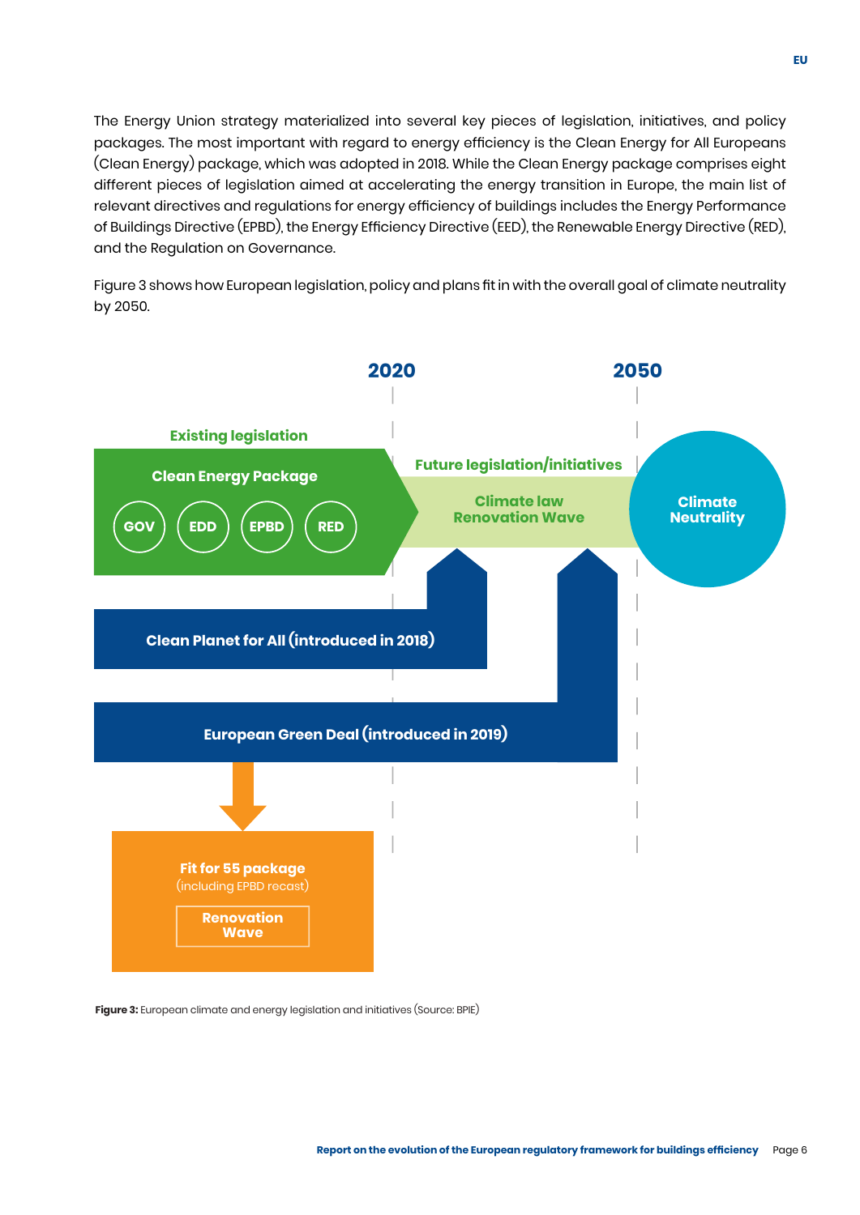The Energy Union strategy materialized into several key pieces of legislation, initiatives, and policy packages. The most important with regard to energy efficiency is the Clean Energy for All Europeans (Clean Energy) package, which was adopted in 2018. While the Clean Energy package comprises eight different pieces of legislation aimed at accelerating the energy transition in Europe, the main list of relevant directives and regulations for energy efficiency of buildings includes the Energy Performance of Buildings Directive (EPBD), the Energy Efficiency Directive (EED), the Renewable Energy Directive (RED), and the Regulation on Governance.

Figure 3 shows how European legislation, policy and plans fit in with the overall goal of climate neutrality by 2050.

2020

2050

Existing legislation

Clean Energy Package

GOV EDD EPBD RED

Future legislation/initiatives

Climate law
Renovation Wave

Climate Neutrality

Clean Planet for All (introduced in 2018)

European Green Deal (introduced in 2019)

Fit for 55 package
(including EPBD recast)

Renovation Wave

**Figure 3:** European climate and energy legislation and initiatives (Source: BPIE)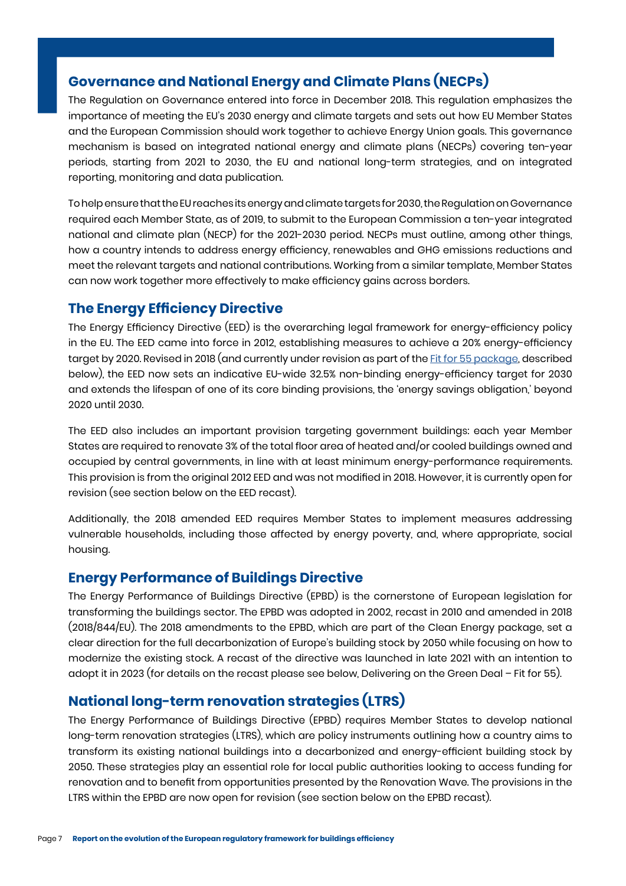## Governance and National Energy and Climate Plans (NECPs)

The Regulation on Governance entered into force in December 2018. This regulation emphasizes the importance of meeting the EU's 2030 energy and climate targets and sets out how EU Member States and the European Commission should work together to achieve Energy Union goals. This governance mechanism is based on integrated national energy and climate plans (NECPs) covering ten-year periods, starting from 2021 to 2030, the EU and national long-term strategies, and on integrated reporting, monitoring and data publication.

To help ensure that the EU reaches its energy and climate targets for 2030, the Regulation on Governance required each Member State, as of 2019, to submit to the European Commission a ten-year integrated national and climate plan (NECP) for the 2021-2030 period. NECPs must outline, among other things, how a country intends to address energy efficiency, renewables and GHG emissions reductions and meet the relevant targets and national contributions. Working from a similar template, Member States can now work together more effectively to make efficiency gains across borders.

## The Energy Efficiency Directive

The Energy Efficiency Directive (EED) is the overarching legal framework for energy-efficiency policy in the EU. The EED came into force in 2012, establishing measures to achieve a 20% energy-efficiency target by 2020. Revised in 2018 (and currently under revision as part of the Fit for 55 package, described below), the EED now sets an indicative EU-wide 32.5% non-binding energy-efficiency target for 2030 and extends the lifespan of one of its core binding provisions, the 'energy savings obligation,' beyond 2020 until 2030.

The EED also includes an important provision targeting government buildings: each year Member States are required to renovate 3% of the total floor area of heated and/or cooled buildings owned and occupied by central governments, in line with at least minimum energy-performance requirements. This provision is from the original 2012 EED and was not modified in 2018. However, it is currently open for revision (see section below on the EED recast).

Additionally, the 2018 amended EED requires Member States to implement measures addressing vulnerable households, including those affected by energy poverty, and, where appropriate, social housing.

## Energy Performance of Buildings Directive

The Energy Performance of Buildings Directive (EPBD) is the cornerstone of European legislation for transforming the buildings sector. The EPBD was adopted in 2002, recast in 2010 and amended in 2018 (2018/844/EU). The 2018 amendments to the EPBD, which are part of the Clean Energy package, set a clear direction for the full decarbonization of Europe's building stock by 2050 while focusing on how to modernize the existing stock. A recast of the directive was launched in late 2021 with an intention to adopt it in 2023 (for details on the recast please see below, Delivering on the Green Deal – Fit for 55).

## National long-term renovation strategies (LTRS)

The Energy Performance of Buildings Directive (EPBD) requires Member States to develop national long-term renovation strategies (LTRS), which are policy instruments outlining how a country aims to transform its existing national buildings into a decarbonized and energy-efficient building stock by 2050. These strategies play an essential role for local public authorities looking to access funding for renovation and to benefit from opportunities presented by the Renovation Wave. The provisions in the LTRS within the EPBD are now open for revision (see section below on the EPBD recast).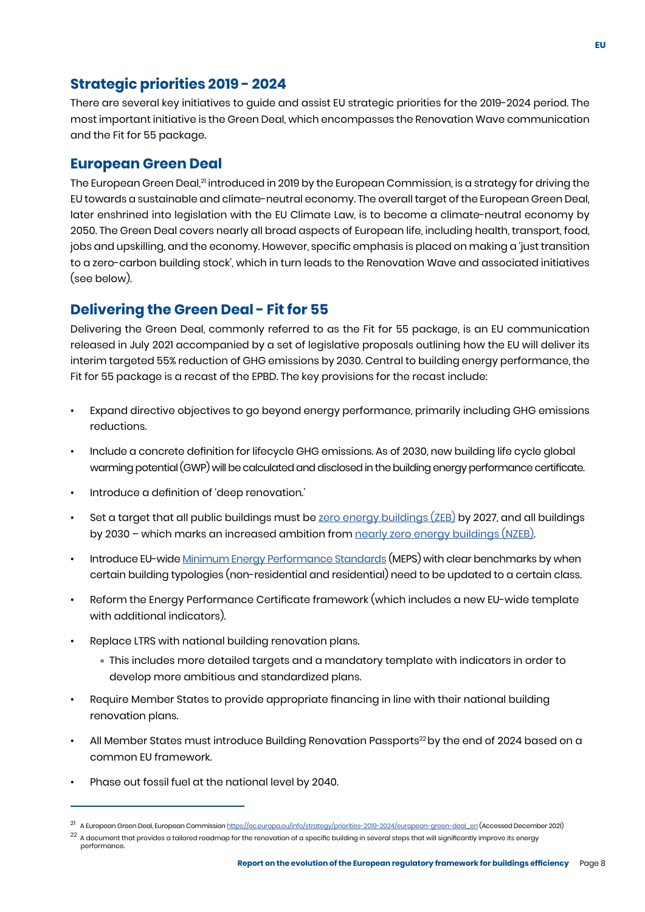## Strategic priorities 2019 - 2024

There are several key initiatives to guide and assist EU strategic priorities for the 2019-2024 period. The most important initiative is the Green Deal, which encompasses the Renovation Wave communication and the Fit for 55 package.

## European Green Deal

The European Green Deal,[21] introduced in 2019 by the European Commission, is a strategy for driving the EU towards a sustainable and climate-neutral economy. The overall target of the European Green Deal, later enshrined into legislation with the EU Climate Law, is to become a climate-neutral economy by 2050. The Green Deal covers nearly all broad aspects of European life, including health, transport, food, jobs and upskilling, and the economy. However, specific emphasis is placed on making a 'just transition to a zero-carbon building stock', which in turn leads to the Renovation Wave and associated initiatives (see below).

## Delivering the Green Deal - Fit for 55

Delivering the Green Deal, commonly referred to as the Fit for 55 package, is an EU communication released in July 2021 accompanied by a set of legislative proposals outlining how the EU will deliver its interim targeted 55% reduction of GHG emissions by 2030. Central to building energy performance, the Fit for 55 package is a recast of the EPBD. The key provisions for the recast include:

- Expand directive objectives to go beyond energy performance, primarily including GHG emissions reductions.
- Include a concrete definition for lifecycle GHG emissions. As of 2030, new building life cycle global warming potential (GWP) will be calculated and disclosed in the building energy performance certificate.
- Introduce a definition of 'deep renovation.'
- Set a target that all public buildings must be zero energy buildings (ZEB) by 2027, and all buildings by 2030 – which marks an increased ambition from nearly zero energy buildings (NZEB).
- Introduce EU-wide Minimum Energy Performance Standards (MEPS) with clear benchmarks by when certain building typologies (non-residential and residential) need to be updated to a certain class.
- Reform the Energy Performance Certificate framework (which includes a new EU-wide template with additional indicators).
- Replace LTRS with national building renovation plans.
  - This includes more detailed targets and a mandatory template with indicators in order to develop more ambitious and standardized plans.
- Require Member States to provide appropriate financing in line with their national building renovation plans.
- All Member States must introduce Building Renovation Passports[22] by the end of 2024 based on a common EU framework.
- Phase out fossil fuel at the national level by 2040.

---

[21] A European Green Deal, European Commission https://ec.europa.eu/info/strategy/priorities-2019-2024/european-green-deal_en (Accessed December 2021)

[22] A document that provides a tailored roadmap for the renovation of a specific building in several steps that will significantly improve its energy performance.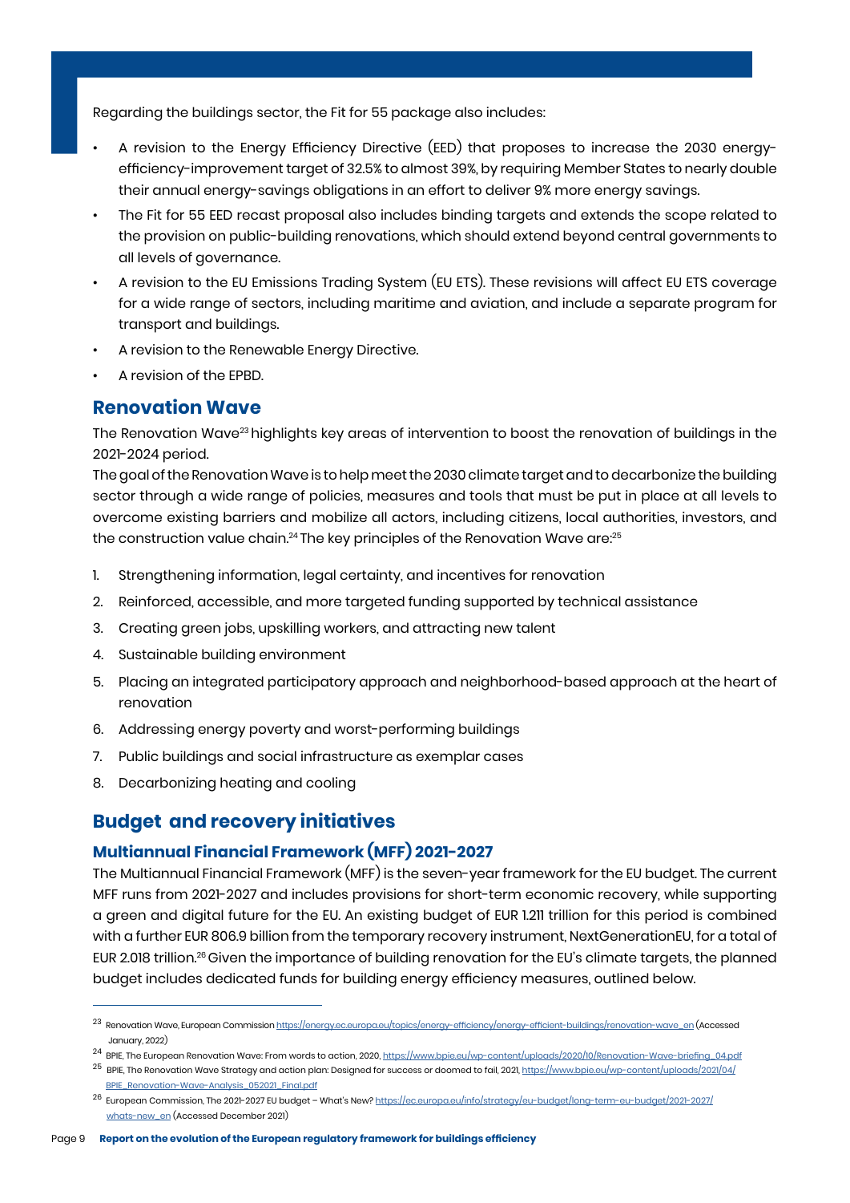Regarding the buildings sector, the Fit for 55 package also includes:

- A revision to the Energy Efficiency Directive (EED) that proposes to increase the 2030 energy-efficiency-improvement target of 32.5% to almost 39%, by requiring Member States to nearly double their annual energy-savings obligations in an effort to deliver 9% more energy savings.
- The Fit for 55 EED recast proposal also includes binding targets and extends the scope related to the provision on public-building renovations, which should extend beyond central governments to all levels of governance.
- A revision to the EU Emissions Trading System (EU ETS). These revisions will affect EU ETS coverage for a wide range of sectors, including maritime and aviation, and include a separate program for transport and buildings.
- A revision to the Renewable Energy Directive.
- A revision of the EPBD.

## Renovation Wave

The Renovation Wave[23] highlights key areas of intervention to boost the renovation of buildings in the 2021-2024 period.

The goal of the Renovation Wave is to help meet the 2030 climate target and to decarbonize the building sector through a wide range of policies, measures and tools that must be put in place at all levels to overcome existing barriers and mobilize all actors, including citizens, local authorities, investors, and the construction value chain.[24] The key principles of the Renovation Wave are:[25]

1. Strengthening information, legal certainty, and incentives for renovation
2. Reinforced, accessible, and more targeted funding supported by technical assistance
3. Creating green jobs, upskilling workers, and attracting new talent
4. Sustainable building environment
5. Placing an integrated participatory approach and neighborhood-based approach at the heart of renovation
6. Addressing energy poverty and worst-performing buildings
7. Public buildings and social infrastructure as exemplar cases
8. Decarbonizing heating and cooling

## Budget and recovery initiatives

### Multiannual Financial Framework (MFF) 2021-2027

The Multiannual Financial Framework (MFF) is the seven-year framework for the EU budget. The current MFF runs from 2021-2027 and includes provisions for short-term economic recovery, while supporting a green and digital future for the EU. An existing budget of EUR 1.211 trillion for this period is combined with a further EUR 806.9 billion from the temporary recovery instrument, NextGenerationEU, for a total of EUR 2.018 trillion.[26] Given the importance of building renovation for the EU's climate targets, the planned budget includes dedicated funds for building energy efficiency measures, outlined below.

---

[23] Renovation Wave, European Commission https://energy.ec.europa.eu/topics/energy-efficiency/energy-efficient-buildings/renovation-wave_en (Accessed January, 2022)

[24] BPIE, The European Renovation Wave: From words to action, 2020, https://www.bpie.eu/wp-content/uploads/2020/10/Renovation-Wave-briefing_04.pdf

[25] BPIE, The Renovation Wave Strategy and action plan: Designed for success or doomed to fail, 2021, https://www.bpie.eu/wp-content/uploads/2021/04/BPIE_Renovation-Wave-Analysis_052021_Final.pdf

[26] European Commission, The 2021-2027 EU budget – What's New? https://ec.europa.eu/info/strategy/eu-budget/long-term-eu-budget/2021-2027/whats-new_en (Accessed December 2021)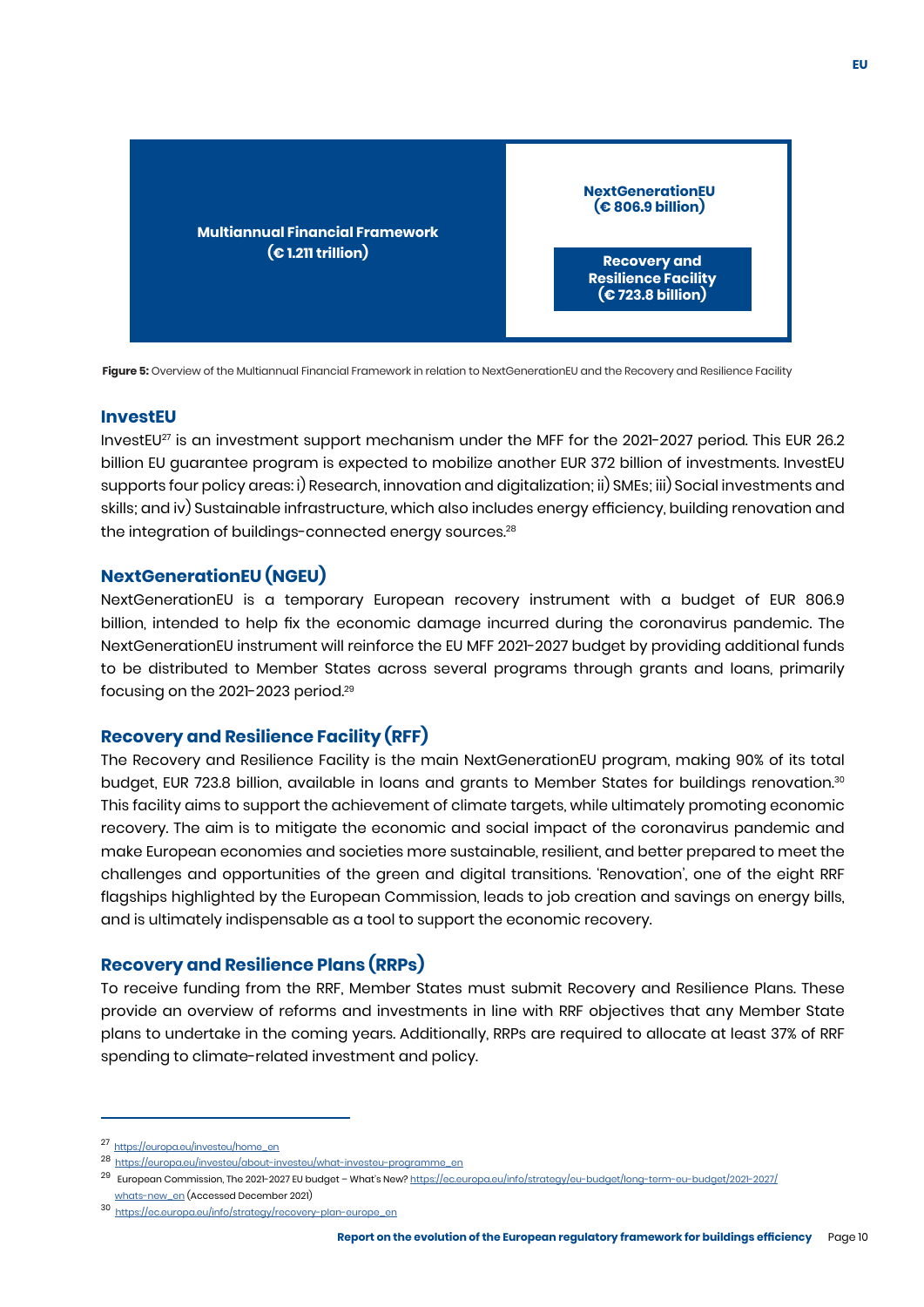Multiannual Financial Framework (€ 1.211 trillion)

NextGenerationEU (€ 806.9 billion)

Recovery and Resilience Facility (€ 723.8 billion)

**Figure 5:** Overview of the Multiannual Financial Framework in relation to NextGenerationEU and the Recovery and Resilience Facility

## InvestEU

InvestEU[27] is an investment support mechanism under the MFF for the 2021-2027 period. This EUR 26.2 billion EU guarantee program is expected to mobilize another EUR 372 billion of investments. InvestEU supports four policy areas: i) Research, innovation and digitalization; ii) SMEs; iii) Social investments and skills; and iv) Sustainable infrastructure, which also includes energy efficiency, building renovation and the integration of buildings-connected energy sources.[28]

## NextGenerationEU (NGEU)

NextGenerationEU is a temporary European recovery instrument with a budget of EUR 806.9 billion, intended to help fix the economic damage incurred during the coronavirus pandemic. The NextGenerationEU instrument will reinforce the EU MFF 2021-2027 budget by providing additional funds to be distributed to Member States across several programs through grants and loans, primarily focusing on the 2021-2023 period.[29]

## Recovery and Resilience Facility (RFF)

The Recovery and Resilience Facility is the main NextGenerationEU program, making 90% of its total budget, EUR 723.8 billion, available in loans and grants to Member States for buildings renovation.[30] This facility aims to support the achievement of climate targets, while ultimately promoting economic recovery. The aim is to mitigate the economic and social impact of the coronavirus pandemic and make European economies and societies more sustainable, resilient, and better prepared to meet the challenges and opportunities of the green and digital transitions. 'Renovation', one of the eight RRF flagships highlighted by the European Commission, leads to job creation and savings on energy bills, and is ultimately indispensable as a tool to support the economic recovery.

## Recovery and Resilience Plans (RRPs)

To receive funding from the RRF, Member States must submit Recovery and Resilience Plans. These provide an overview of reforms and investments in line with RRF objectives that any Member State plans to undertake in the coming years. Additionally, RRPs are required to allocate at least 37% of RRF spending to climate-related investment and policy.

---

[27] https://europa.eu/investeu/home_en

[28] https://europa.eu/investeu/about-investeu/what-investeu-programme_en

[29] European Commission, The 2021-2027 EU budget – What's New? https://ec.europa.eu/info/strategy/eu-budget/long-term-eu-budget/2021-2027/whats-new_en (Accessed December 2021)

[30] https://ec.europa.eu/info/strategy/recovery-plan-europe_en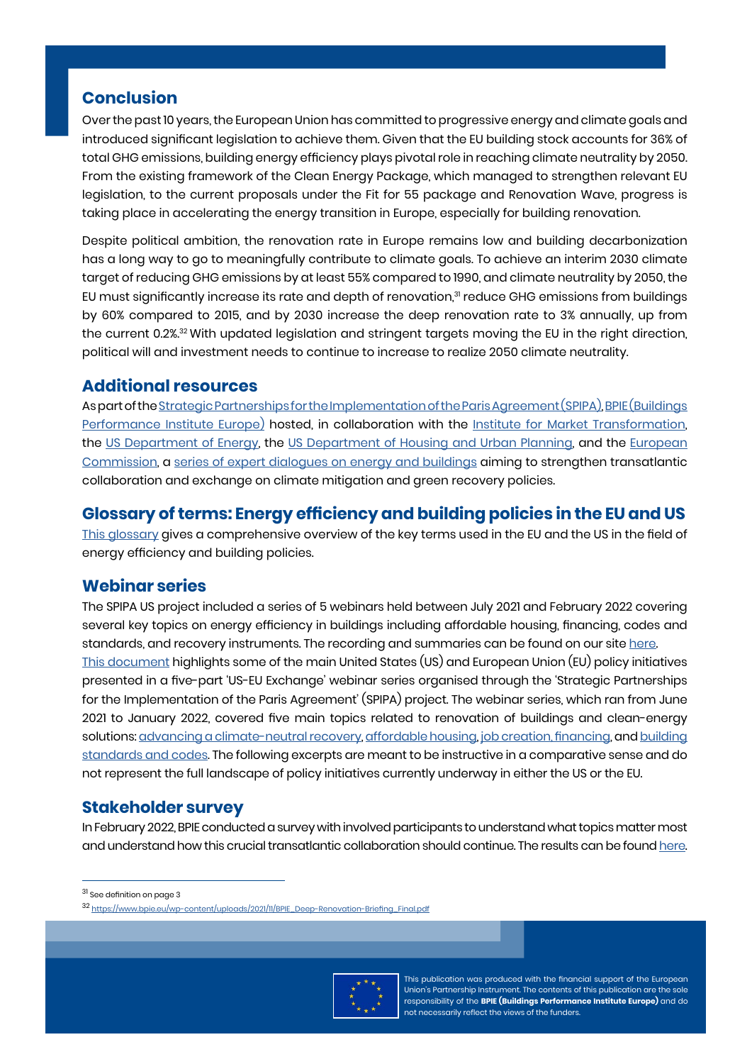## Conclusion

Over the past 10 years, the European Union has committed to progressive energy and climate goals and introduced significant legislation to achieve them. Given that the EU building stock accounts for 36% of total GHG emissions, building energy efficiency plays pivotal role in reaching climate neutrality by 2050. From the existing framework of the Clean Energy Package, which managed to strengthen relevant EU legislation, to the current proposals under the Fit for 55 package and Renovation Wave, progress is taking place in accelerating the energy transition in Europe, especially for building renovation.

Despite political ambition, the renovation rate in Europe remains low and building decarbonization has a long way to go to meaningfully contribute to climate goals. To achieve an interim 2030 climate target of reducing GHG emissions by at least 55% compared to 1990, and climate neutrality by 2050, the EU must significantly increase its rate and depth of renovation,[31] reduce GHG emissions from buildings by 60% compared to 2015, and by 2030 increase the deep renovation rate to 3% annually, up from the current 0.2%.[32] With updated legislation and stringent targets moving the EU in the right direction, political will and investment needs to continue to increase to realize 2050 climate neutrality.

## Additional resources

As part of the Strategic Partnerships for the Implementation of the Paris Agreement (SPIPA), BPIE (Buildings Performance Institute Europe) hosted, in collaboration with the Institute for Market Transformation, the US Department of Energy, the US Department of Housing and Urban Planning, and the European Commission, a series of expert dialogues on energy and buildings aiming to strengthen transatlantic collaboration and exchange on climate mitigation and green recovery policies.

## Glossary of terms: Energy efficiency and building policies in the EU and US

This glossary gives a comprehensive overview of the key terms used in the EU and the US in the field of energy efficiency and building policies.

## Webinar series

The SPIPA US project included a series of 5 webinars held between July 2021 and February 2022 covering several key topics on energy efficiency in buildings including affordable housing, financing, codes and standards, and recovery instruments. The recording and summaries can be found on our site here.
This document highlights some of the main United States (US) and European Union (EU) policy initiatives presented in a five-part 'US-EU Exchange' webinar series organised through the 'Strategic Partnerships for the Implementation of the Paris Agreement' (SPIPA) project. The webinar series, which ran from June 2021 to January 2022, covered five main topics related to renovation of buildings and clean-energy solutions: advancing a climate-neutral recovery, affordable housing, job creation, financing, and building standards and codes. The following excerpts are meant to be instructive in a comparative sense and do not represent the full landscape of policy initiatives currently underway in either the US or the EU.

## Stakeholder survey

In February 2022, BPIE conducted a survey with involved participants to understand what topics matter most and understand how this crucial transatlantic collaboration should continue. The results can be found here.

---

[31] See definition on page 3

[32] https://www.bpie.eu/wp-content/uploads/2021/11/BPIE_Deep-Renovation-Briefing_Final.pdf

This publication was produced with the financial support of the European Union's Partnership Instrument. The contents of this publication are the sole responsibility of the **BPIE (Buildings Performance Institute Europe)** and do not necessarily reflect the views of the funders.